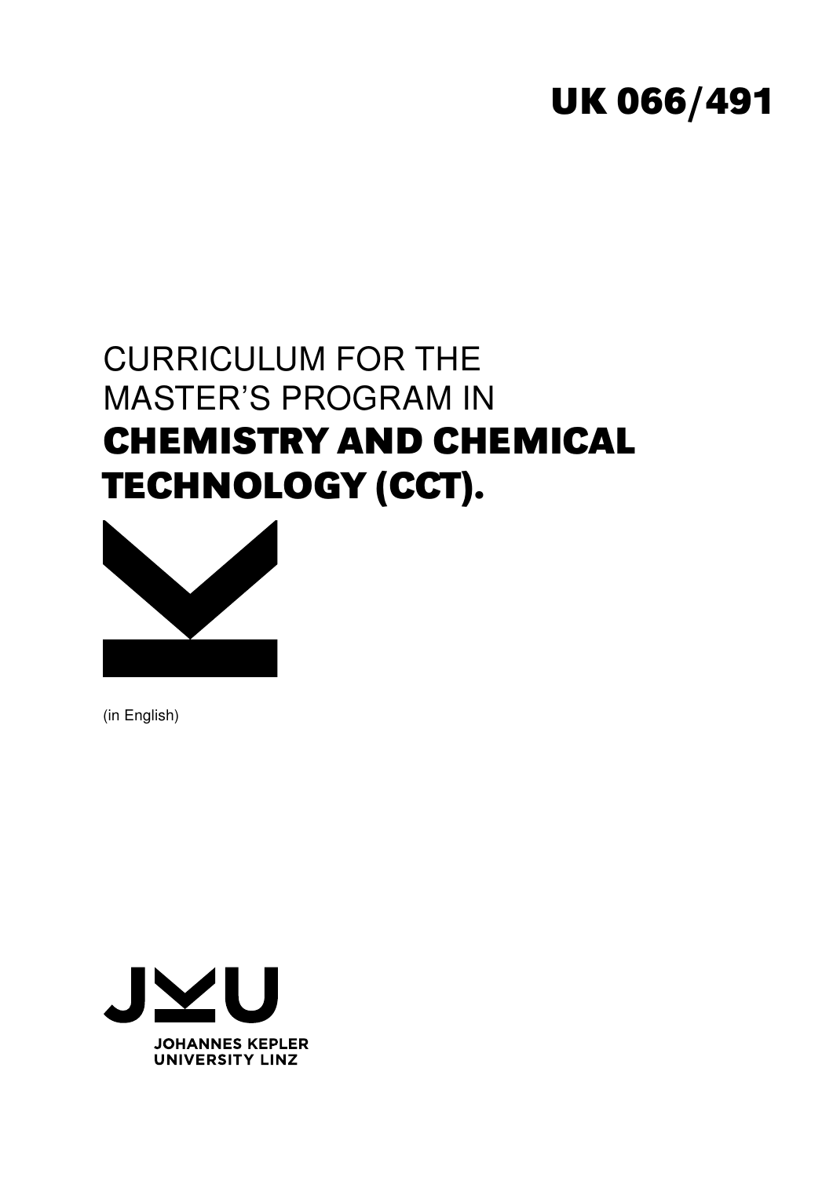UK 066/491

# CURRICULUM FOR THE MASTER'S PROGRAM IN **CHEMISTRY AND CHEMICAL TECHNOLOGY (CCT).**

(in English)

JOHANNES KEPLER UNIVERSITY LINZ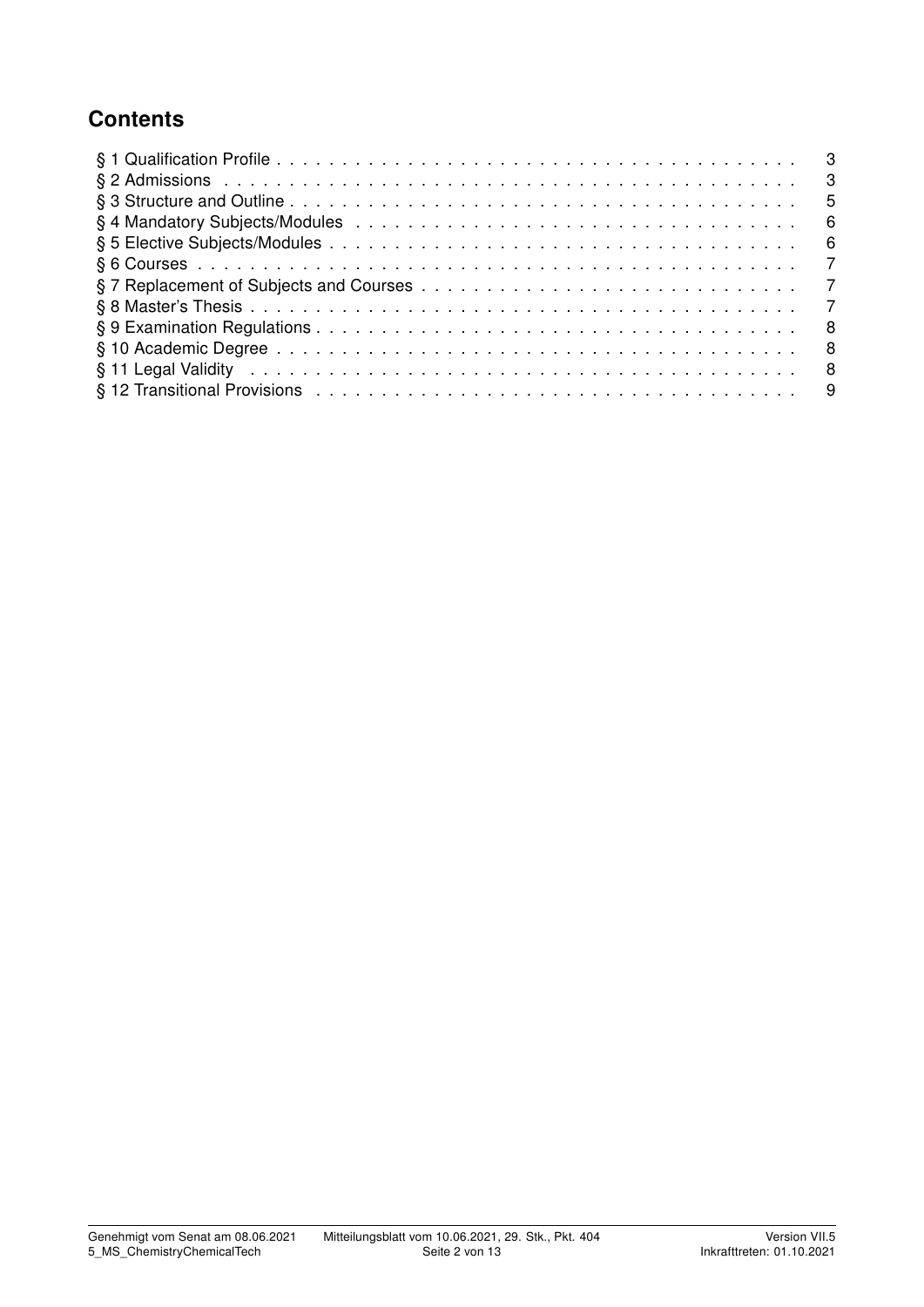## Contents

| | |
|---|---|
| § 1 Qualification Profile | 3 |
| § 2 Admissions | 3 |
| § 3 Structure and Outline | 5 |
| § 4 Mandatory Subjects/Modules | 6 |
| § 5 Elective Subjects/Modules | 6 |
| § 6 Courses | 7 |
| § 7 Replacement of Subjects and Courses | 7 |
| § 8 Master's Thesis | 7 |
| § 9 Examination Regulations | 8 |
| § 10 Academic Degree | 8 |
| § 11 Legal Validity | 8 |
| § 12 Transitional Provisions | 9 |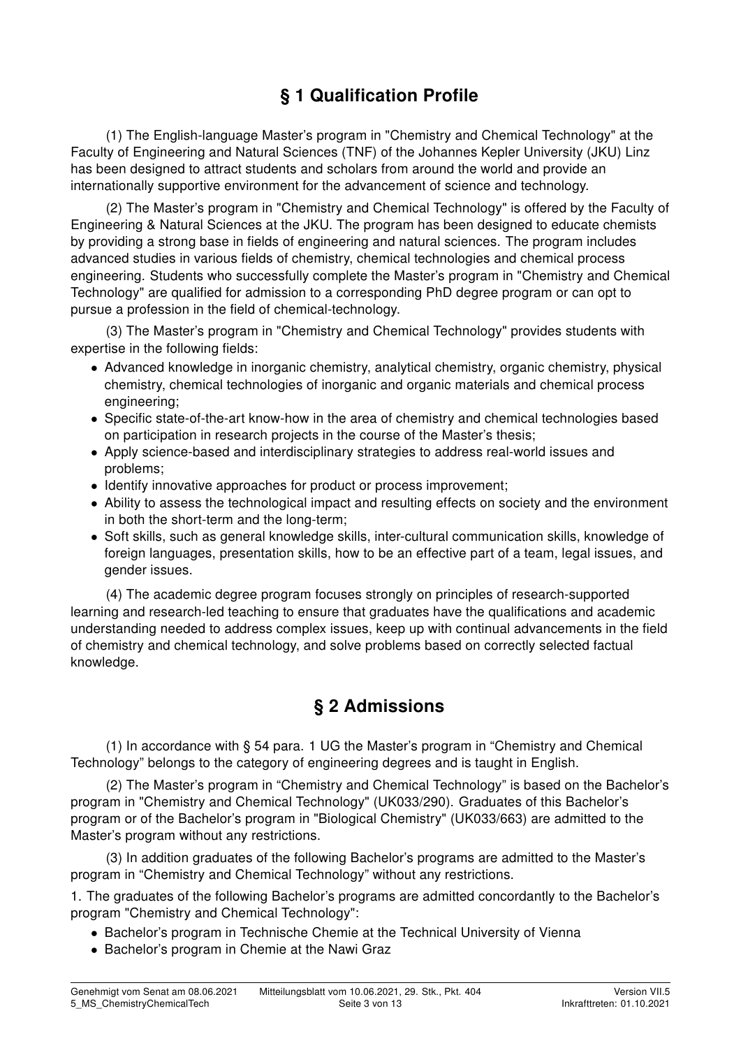## § 1 Qualification Profile

(1) The English-language Master's program in "Chemistry and Chemical Technology" at the Faculty of Engineering and Natural Sciences (TNF) of the Johannes Kepler University (JKU) Linz has been designed to attract students and scholars from around the world and provide an internationally supportive environment for the advancement of science and technology.

(2) The Master's program in "Chemistry and Chemical Technology" is offered by the Faculty of Engineering & Natural Sciences at the JKU. The program has been designed to educate chemists by providing a strong base in fields of engineering and natural sciences. The program includes advanced studies in various fields of chemistry, chemical technologies and chemical process engineering. Students who successfully complete the Master's program in "Chemistry and Chemical Technology" are qualified for admission to a corresponding PhD degree program or can opt to pursue a profession in the field of chemical-technology.

(3) The Master's program in "Chemistry and Chemical Technology" provides students with expertise in the following fields:

- Advanced knowledge in inorganic chemistry, analytical chemistry, organic chemistry, physical chemistry, chemical technologies of inorganic and organic materials and chemical process engineering;
- Specific state-of-the-art know-how in the area of chemistry and chemical technologies based on participation in research projects in the course of the Master's thesis;
- Apply science-based and interdisciplinary strategies to address real-world issues and problems;
- Identify innovative approaches for product or process improvement;
- Ability to assess the technological impact and resulting effects on society and the environment in both the short-term and the long-term;
- Soft skills, such as general knowledge skills, inter-cultural communication skills, knowledge of foreign languages, presentation skills, how to be an effective part of a team, legal issues, and gender issues.

(4) The academic degree program focuses strongly on principles of research-supported learning and research-led teaching to ensure that graduates have the qualifications and academic understanding needed to address complex issues, keep up with continual advancements in the field of chemistry and chemical technology, and solve problems based on correctly selected factual knowledge.

## § 2 Admissions

(1) In accordance with § 54 para. 1 UG the Master's program in "Chemistry and Chemical Technology" belongs to the category of engineering degrees and is taught in English.

(2) The Master's program in "Chemistry and Chemical Technology" is based on the Bachelor's program in "Chemistry and Chemical Technology" (UK033/290). Graduates of this Bachelor's program or of the Bachelor's program in "Biological Chemistry" (UK033/663) are admitted to the Master's program without any restrictions.

(3) In addition graduates of the following Bachelor's programs are admitted to the Master's program in "Chemistry and Chemical Technology" without any restrictions.

1. The graduates of the following Bachelor's programs are admitted concordantly to the Bachelor's program "Chemistry and Chemical Technology":

- Bachelor's program in Technische Chemie at the Technical University of Vienna
- Bachelor's program in Chemie at the Nawi Graz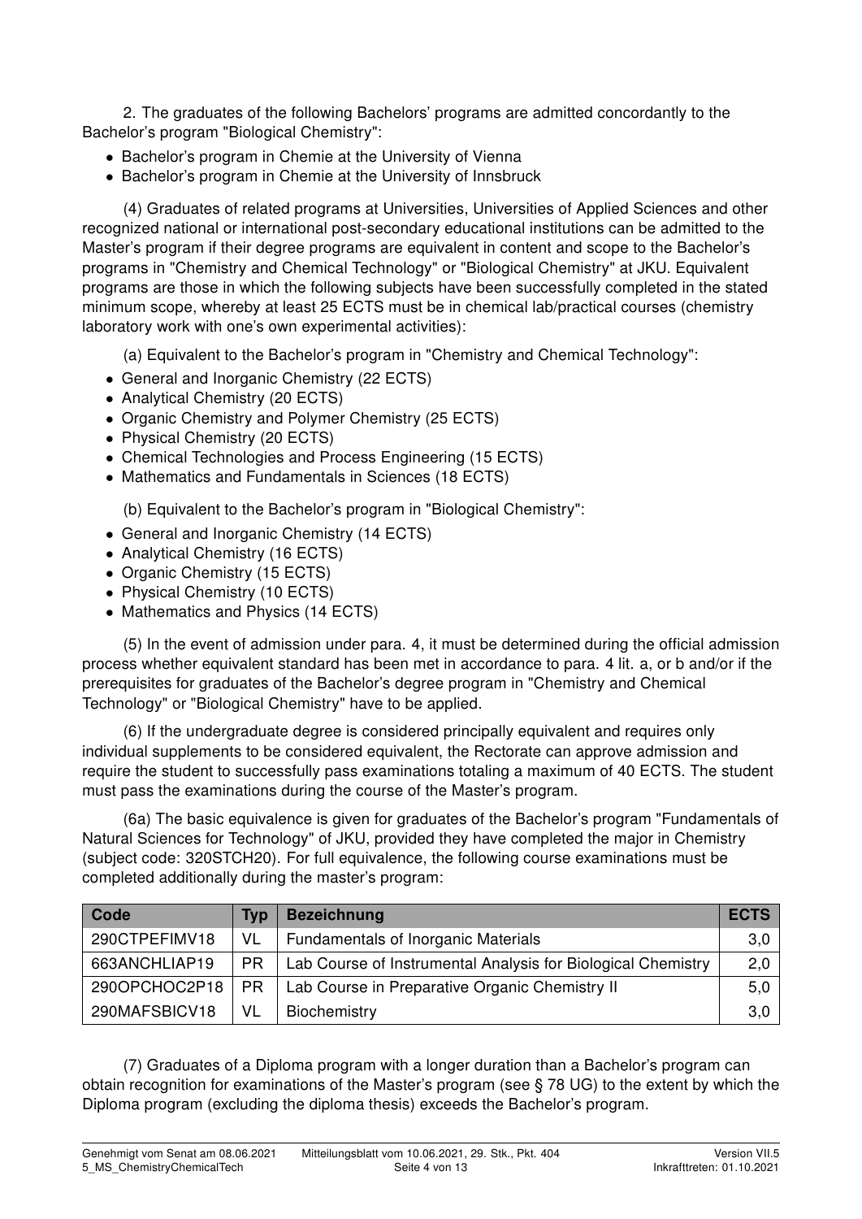2. The graduates of the following Bachelors' programs are admitted concordantly to the Bachelor's program "Biological Chemistry":

- Bachelor's program in Chemie at the University of Vienna
- Bachelor's program in Chemie at the University of Innsbruck

(4) Graduates of related programs at Universities, Universities of Applied Sciences and other recognized national or international post-secondary educational institutions can be admitted to the Master's program if their degree programs are equivalent in content and scope to the Bachelor's programs in "Chemistry and Chemical Technology" or "Biological Chemistry" at JKU. Equivalent programs are those in which the following subjects have been successfully completed in the stated minimum scope, whereby at least 25 ECTS must be in chemical lab/practical courses (chemistry laboratory work with one's own experimental activities):

(a) Equivalent to the Bachelor's program in "Chemistry and Chemical Technology":

- General and Inorganic Chemistry (22 ECTS)
- Analytical Chemistry (20 ECTS)
- Organic Chemistry and Polymer Chemistry (25 ECTS)
- Physical Chemistry (20 ECTS)
- Chemical Technologies and Process Engineering (15 ECTS)
- Mathematics and Fundamentals in Sciences (18 ECTS)

(b) Equivalent to the Bachelor's program in "Biological Chemistry":

- General and Inorganic Chemistry (14 ECTS)
- Analytical Chemistry (16 ECTS)
- Organic Chemistry (15 ECTS)
- Physical Chemistry (10 ECTS)
- Mathematics and Physics (14 ECTS)

(5) In the event of admission under para. 4, it must be determined during the official admission process whether equivalent standard has been met in accordance to para. 4 lit. a, or b and/or if the prerequisites for graduates of the Bachelor's degree program in "Chemistry and Chemical Technology" or "Biological Chemistry" have to be applied.

(6) If the undergraduate degree is considered principally equivalent and requires only individual supplements to be considered equivalent, the Rectorate can approve admission and require the student to successfully pass examinations totaling a maximum of 40 ECTS. The student must pass the examinations during the course of the Master's program.

(6a) The basic equivalence is given for graduates of the Bachelor's program "Fundamentals of Natural Sciences for Technology" of JKU, provided they have completed the major in Chemistry (subject code: 320STCH20). For full equivalence, the following course examinations must be completed additionally during the master's program:

| Code | Typ | Bezeichnung | ECTS |
|---|---|---|---|
| 290CTPEFIMV18 | VL | Fundamentals of Inorganic Materials | 3,0 |
| 663ANCHLIAP19 | PR | Lab Course of Instrumental Analysis for Biological Chemistry | 2,0 |
| 290OPCHOC2P18 | PR | Lab Course in Preparative Organic Chemistry II | 5,0 |
| 290MAFSBICV18 | VL | Biochemistry | 3,0 |

(7) Graduates of a Diploma program with a longer duration than a Bachelor's program can obtain recognition for examinations of the Master's program (see § 78 UG) to the extent by which the Diploma program (excluding the diploma thesis) exceeds the Bachelor's program.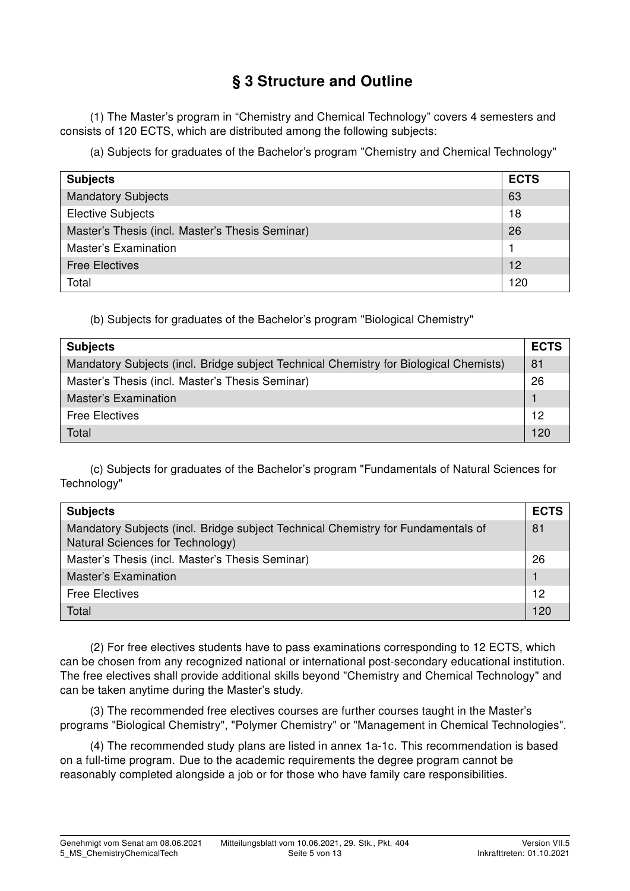# § 3 Structure and Outline

(1) The Master's program in "Chemistry and Chemical Technology" covers 4 semesters and consists of 120 ECTS, which are distributed among the following subjects:

(a) Subjects for graduates of the Bachelor's program "Chemistry and Chemical Technology"

| Subjects | ECTS |
|---|---|
| Mandatory Subjects | 63 |
| Elective Subjects | 18 |
| Master's Thesis (incl. Master's Thesis Seminar) | 26 |
| Master's Examination | 1 |
| Free Electives | 12 |
| Total | 120 |

(b) Subjects for graduates of the Bachelor's program "Biological Chemistry"

| Subjects | ECTS |
|---|---|
| Mandatory Subjects (incl. Bridge subject Technical Chemistry for Biological Chemists) | 81 |
| Master's Thesis (incl. Master's Thesis Seminar) | 26 |
| Master's Examination | 1 |
| Free Electives | 12 |
| Total | 120 |

(c) Subjects for graduates of the Bachelor's program "Fundamentals of Natural Sciences for Technology"

| Subjects | ECTS |
|---|---|
| Mandatory Subjects (incl. Bridge subject Technical Chemistry for Fundamentals of Natural Sciences for Technology) | 81 |
| Master's Thesis (incl. Master's Thesis Seminar) | 26 |
| Master's Examination | 1 |
| Free Electives | 12 |
| Total | 120 |

(2) For free electives students have to pass examinations corresponding to 12 ECTS, which can be chosen from any recognized national or international post-secondary educational institution. The free electives shall provide additional skills beyond "Chemistry and Chemical Technology" and can be taken anytime during the Master's study.

(3) The recommended free electives courses are further courses taught in the Master's programs "Biological Chemistry", "Polymer Chemistry" or "Management in Chemical Technologies".

(4) The recommended study plans are listed in annex 1a-1c. This recommendation is based on a full-time program. Due to the academic requirements the degree program cannot be reasonably completed alongside a job or for those who have family care responsibilities.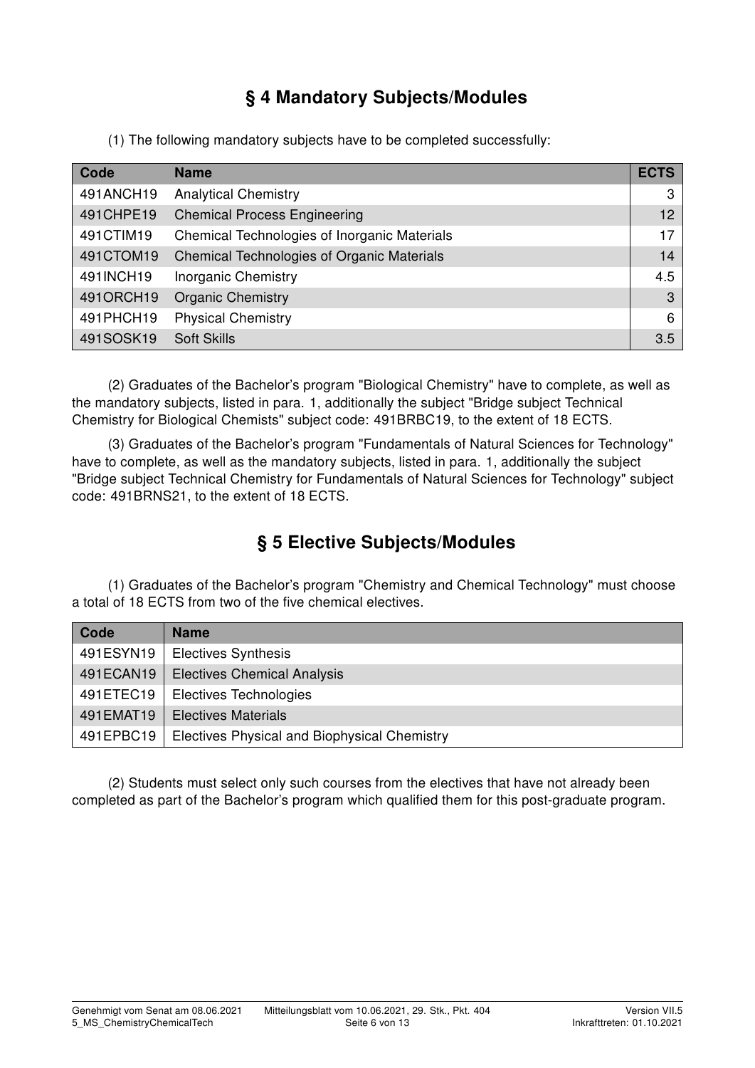## § 4 Mandatory Subjects/Modules

(1) The following mandatory subjects have to be completed successfully:

| Code | Name | ECTS |
|---|---|---|
| 491ANCH19 | Analytical Chemistry | 3 |
| 491CHPE19 | Chemical Process Engineering | 12 |
| 491CTIM19 | Chemical Technologies of Inorganic Materials | 17 |
| 491CTOM19 | Chemical Technologies of Organic Materials | 14 |
| 491INCH19 | Inorganic Chemistry | 4.5 |
| 491ORCH19 | Organic Chemistry | 3 |
| 491PHCH19 | Physical Chemistry | 6 |
| 491SOSK19 | Soft Skills | 3.5 |

(2) Graduates of the Bachelor's program "Biological Chemistry" have to complete, as well as the mandatory subjects, listed in para. 1, additionally the subject "Bridge subject Technical Chemistry for Biological Chemists" subject code: 491BRBC19, to the extent of 18 ECTS.

(3) Graduates of the Bachelor's program "Fundamentals of Natural Sciences for Technology" have to complete, as well as the mandatory subjects, listed in para. 1, additionally the subject "Bridge subject Technical Chemistry for Fundamentals of Natural Sciences for Technology" subject code: 491BRNS21, to the extent of 18 ECTS.

## § 5 Elective Subjects/Modules

(1) Graduates of the Bachelor's program "Chemistry and Chemical Technology" must choose a total of 18 ECTS from two of the five chemical electives.

| Code | Name |
|---|---|
| 491ESYN19 | Electives Synthesis |
| 491ECAN19 | Electives Chemical Analysis |
| 491ETEC19 | Electives Technologies |
| 491EMAT19 | Electives Materials |
| 491EPBC19 | Electives Physical and Biophysical Chemistry |

(2) Students must select only such courses from the electives that have not already been completed as part of the Bachelor's program which qualified them for this post-graduate program.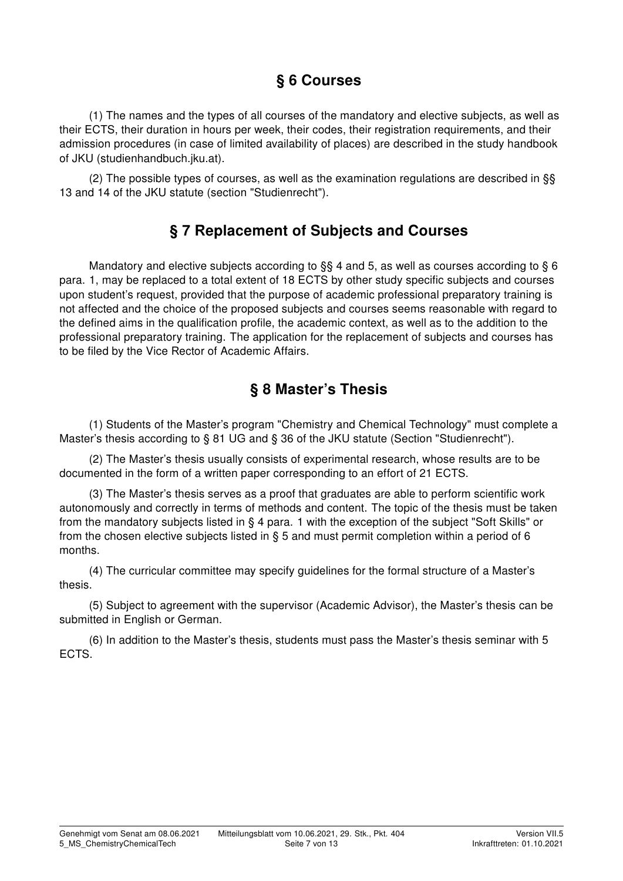## § 6 Courses

(1) The names and the types of all courses of the mandatory and elective subjects, as well as their ECTS, their duration in hours per week, their codes, their registration requirements, and their admission procedures (in case of limited availability of places) are described in the study handbook of JKU (studienhandbuch.jku.at).

(2) The possible types of courses, as well as the examination regulations are described in §§ 13 and 14 of the JKU statute (section "Studienrecht").

## § 7 Replacement of Subjects and Courses

Mandatory and elective subjects according to §§ 4 and 5, as well as courses according to § 6 para. 1, may be replaced to a total extent of 18 ECTS by other study specific subjects and courses upon student's request, provided that the purpose of academic professional preparatory training is not affected and the choice of the proposed subjects and courses seems reasonable with regard to the defined aims in the qualification profile, the academic context, as well as to the addition to the professional preparatory training. The application for the replacement of subjects and courses has to be filed by the Vice Rector of Academic Affairs.

## § 8 Master's Thesis

(1) Students of the Master's program "Chemistry and Chemical Technology" must complete a Master's thesis according to § 81 UG and § 36 of the JKU statute (Section "Studienrecht").

(2) The Master's thesis usually consists of experimental research, whose results are to be documented in the form of a written paper corresponding to an effort of 21 ECTS.

(3) The Master's thesis serves as a proof that graduates are able to perform scientific work autonomously and correctly in terms of methods and content. The topic of the thesis must be taken from the mandatory subjects listed in § 4 para. 1 with the exception of the subject "Soft Skills" or from the chosen elective subjects listed in § 5 and must permit completion within a period of 6 months.

(4) The curricular committee may specify guidelines for the formal structure of a Master's thesis.

(5) Subject to agreement with the supervisor (Academic Advisor), the Master's thesis can be submitted in English or German.

(6) In addition to the Master's thesis, students must pass the Master's thesis seminar with 5 ECTS.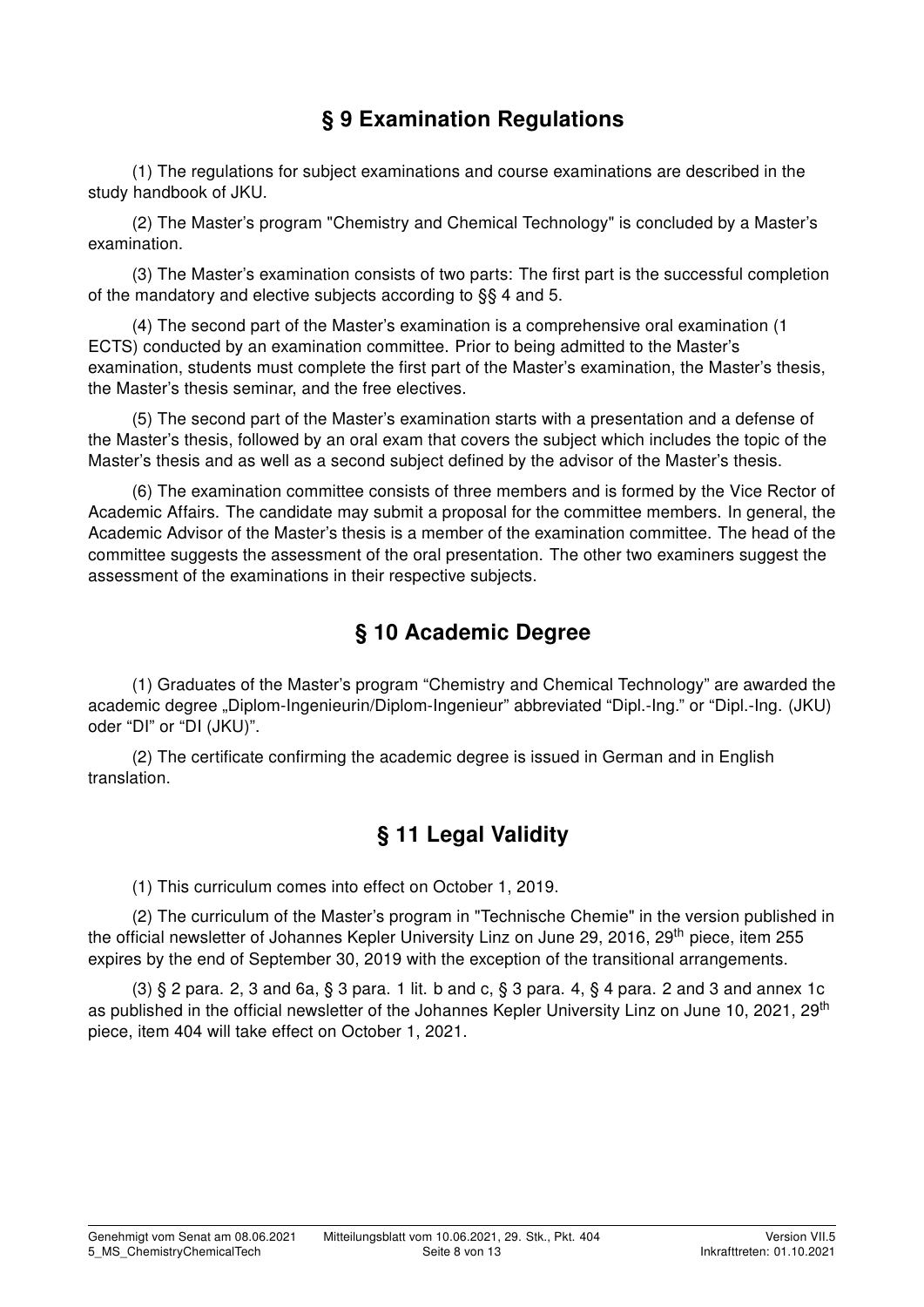## § 9 Examination Regulations

(1) The regulations for subject examinations and course examinations are described in the study handbook of JKU.

(2) The Master's program "Chemistry and Chemical Technology" is concluded by a Master's examination.

(3) The Master's examination consists of two parts: The first part is the successful completion of the mandatory and elective subjects according to §§ 4 and 5.

(4) The second part of the Master's examination is a comprehensive oral examination (1 ECTS) conducted by an examination committee. Prior to being admitted to the Master's examination, students must complete the first part of the Master's examination, the Master's thesis, the Master's thesis seminar, and the free electives.

(5) The second part of the Master's examination starts with a presentation and a defense of the Master's thesis, followed by an oral exam that covers the subject which includes the topic of the Master's thesis and as well as a second subject defined by the advisor of the Master's thesis.

(6) The examination committee consists of three members and is formed by the Vice Rector of Academic Affairs. The candidate may submit a proposal for the committee members. In general, the Academic Advisor of the Master's thesis is a member of the examination committee. The head of the committee suggests the assessment of the oral presentation. The other two examiners suggest the assessment of the examinations in their respective subjects.

## § 10 Academic Degree

(1) Graduates of the Master's program "Chemistry and Chemical Technology" are awarded the academic degree „Diplom-Ingenieurin/Diplom-Ingenieur" abbreviated "Dipl.-Ing." or "Dipl.-Ing. (JKU) oder "DI" or "DI (JKU)".

(2) The certificate confirming the academic degree is issued in German and in English translation.

## § 11 Legal Validity

(1) This curriculum comes into effect on October 1, 2019.

(2) The curriculum of the Master's program in "Technische Chemie" in the version published in the official newsletter of Johannes Kepler University Linz on June 29, 2016, 29th piece, item 255 expires by the end of September 30, 2019 with the exception of the transitional arrangements.

(3) § 2 para. 2, 3 and 6a, § 3 para. 1 lit. b and c, § 3 para. 4, § 4 para. 2 and 3 and annex 1c as published in the official newsletter of the Johannes Kepler University Linz on June 10, 2021, 29th piece, item 404 will take effect on October 1, 2021.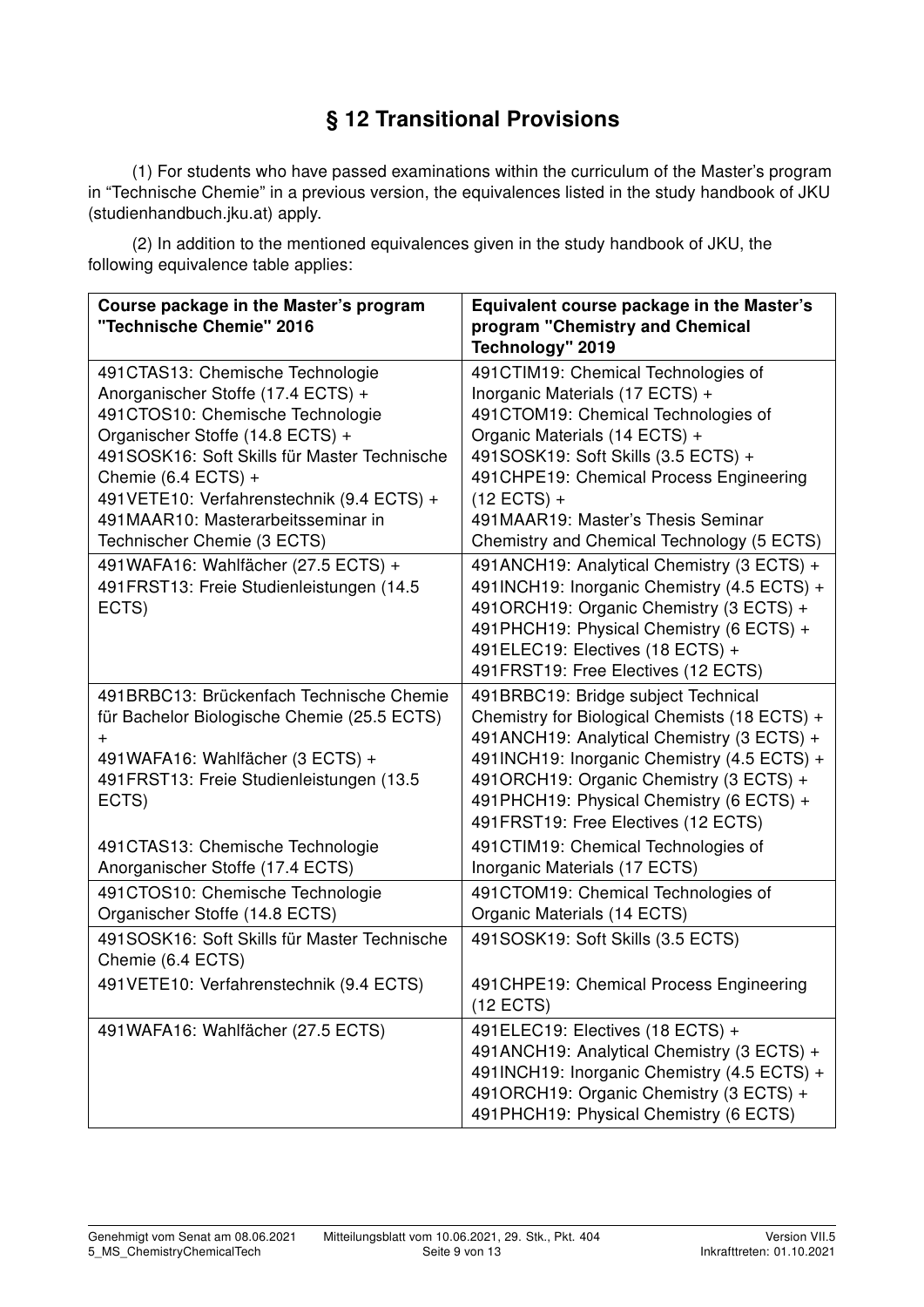# § 12 Transitional Provisions

(1) For students who have passed examinations within the curriculum of the Master's program in "Technische Chemie" in a previous version, the equivalences listed in the study handbook of JKU (studienhandbuch.jku.at) apply.

(2) In addition to the mentioned equivalences given in the study handbook of JKU, the following equivalence table applies:

| Course package in the Master's program "Technische Chemie" 2016 | Equivalent course package in the Master's program "Chemistry and Chemical Technology" 2019 |
|---|---|
| 491CTAS13: Chemische Technologie Anorganischer Stoffe (17.4 ECTS) + 491CTOS10: Chemische Technologie Organischer Stoffe (14.8 ECTS) + 491SOSK16: Soft Skills für Master Technische Chemie (6.4 ECTS) + 491VETE10: Verfahrenstechnik (9.4 ECTS) + 491MAAR10: Masterarbeitsseminar in Technischer Chemie (3 ECTS) | 491CTIM19: Chemical Technologies of Inorganic Materials (17 ECTS) + 491CTOM19: Chemical Technologies of Organic Materials (14 ECTS) + 491SOSK19: Soft Skills (3.5 ECTS) + 491CHPE19: Chemical Process Engineering (12 ECTS) + 491MAAR19: Master's Thesis Seminar Chemistry and Chemical Technology (5 ECTS) |
| 491WAFA16: Wahlfächer (27.5 ECTS) + 491FRST13: Freie Studienleistungen (14.5 ECTS) | 491ANCH19: Analytical Chemistry (3 ECTS) + 491INCH19: Inorganic Chemistry (4.5 ECTS) + 491ORCH19: Organic Chemistry (3 ECTS) + 491PHCH19: Physical Chemistry (6 ECTS) + 491ELEC19: Electives (18 ECTS) + 491FRST19: Free Electives (12 ECTS) |
| 491BRBC13: Brückenfach Technische Chemie für Bachelor Biologische Chemie (25.5 ECTS) + 491WAFA16: Wahlfächer (3 ECTS) + 491FRST13: Freie Studienleistungen (13.5 ECTS) | 491BRBC19: Bridge subject Technical Chemistry for Biological Chemists (18 ECTS) + 491ANCH19: Analytical Chemistry (3 ECTS) + 491INCH19: Inorganic Chemistry (4.5 ECTS) + 491ORCH19: Organic Chemistry (3 ECTS) + 491PHCH19: Physical Chemistry (6 ECTS) + 491FRST19: Free Electives (12 ECTS) |
| 491CTAS13: Chemische Technologie Anorganischer Stoffe (17.4 ECTS) | 491CTIM19: Chemical Technologies of Inorganic Materials (17 ECTS) |
| 491CTOS10: Chemische Technologie Organischer Stoffe (14.8 ECTS) | 491CTOM19: Chemical Technologies of Organic Materials (14 ECTS) |
| 491SOSK16: Soft Skills für Master Technische Chemie (6.4 ECTS) | 491SOSK19: Soft Skills (3.5 ECTS) |
| 491VETE10: Verfahrenstechnik (9.4 ECTS) | 491CHPE19: Chemical Process Engineering (12 ECTS) |
| 491WAFA16: Wahlfächer (27.5 ECTS) | 491ELEC19: Electives (18 ECTS) + 491ANCH19: Analytical Chemistry (3 ECTS) + 491INCH19: Inorganic Chemistry (4.5 ECTS) + 491ORCH19: Organic Chemistry (3 ECTS) + 491PHCH19: Physical Chemistry (6 ECTS) |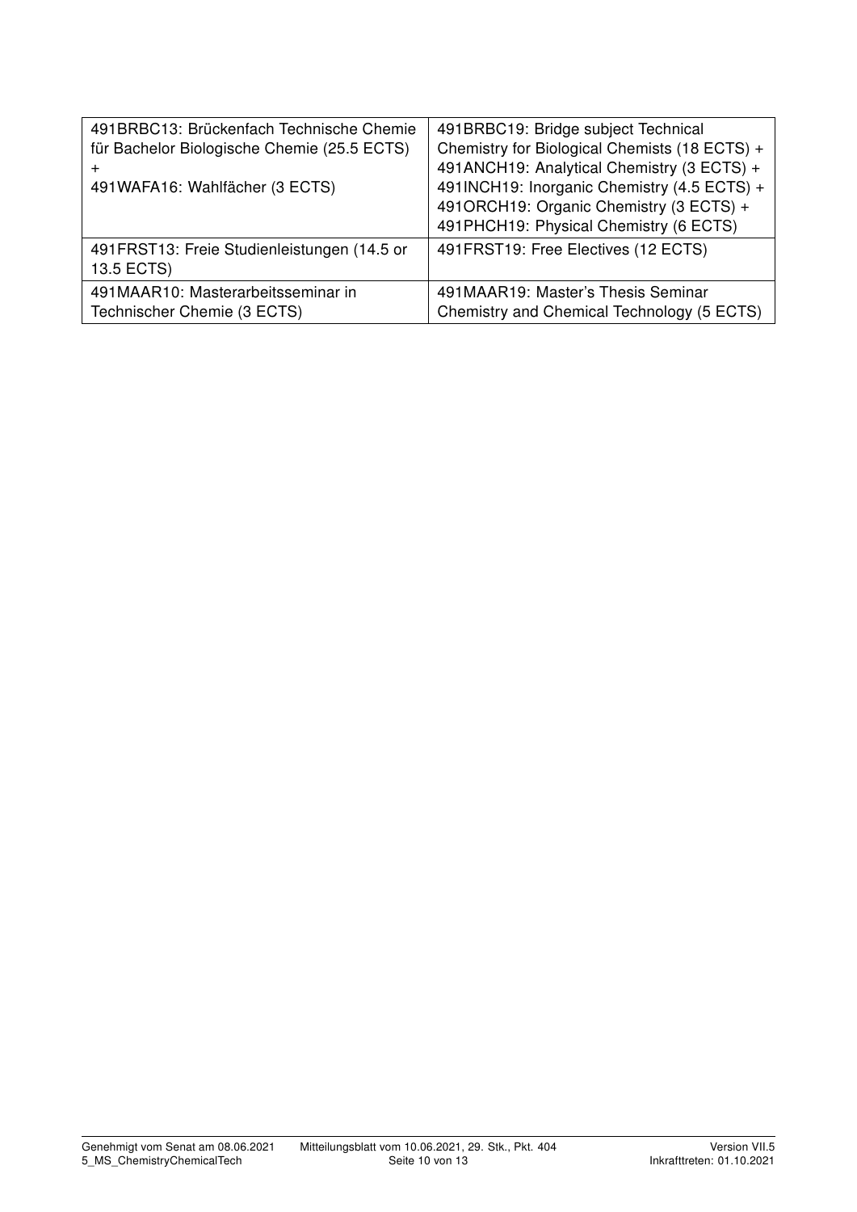| | |
|---|---|
| 491BRBC13: Brückenfach Technische Chemie für Bachelor Biologische Chemie (25.5 ECTS) + 491WAFA16: Wahlfächer (3 ECTS) | 491BRBC19: Bridge subject Technical Chemistry for Biological Chemists (18 ECTS) + 491ANCH19: Analytical Chemistry (3 ECTS) + 491INCH19: Inorganic Chemistry (4.5 ECTS) + 491ORCH19: Organic Chemistry (3 ECTS) + 491PHCH19: Physical Chemistry (6 ECTS) |
| 491FRST13: Freie Studienleistungen (14.5 or 13.5 ECTS) | 491FRST19: Free Electives (12 ECTS) |
| 491MAAR10: Masterarbeitsseminar in Technischer Chemie (3 ECTS) | 491MAAR19: Master's Thesis Seminar Chemistry and Chemical Technology (5 ECTS) |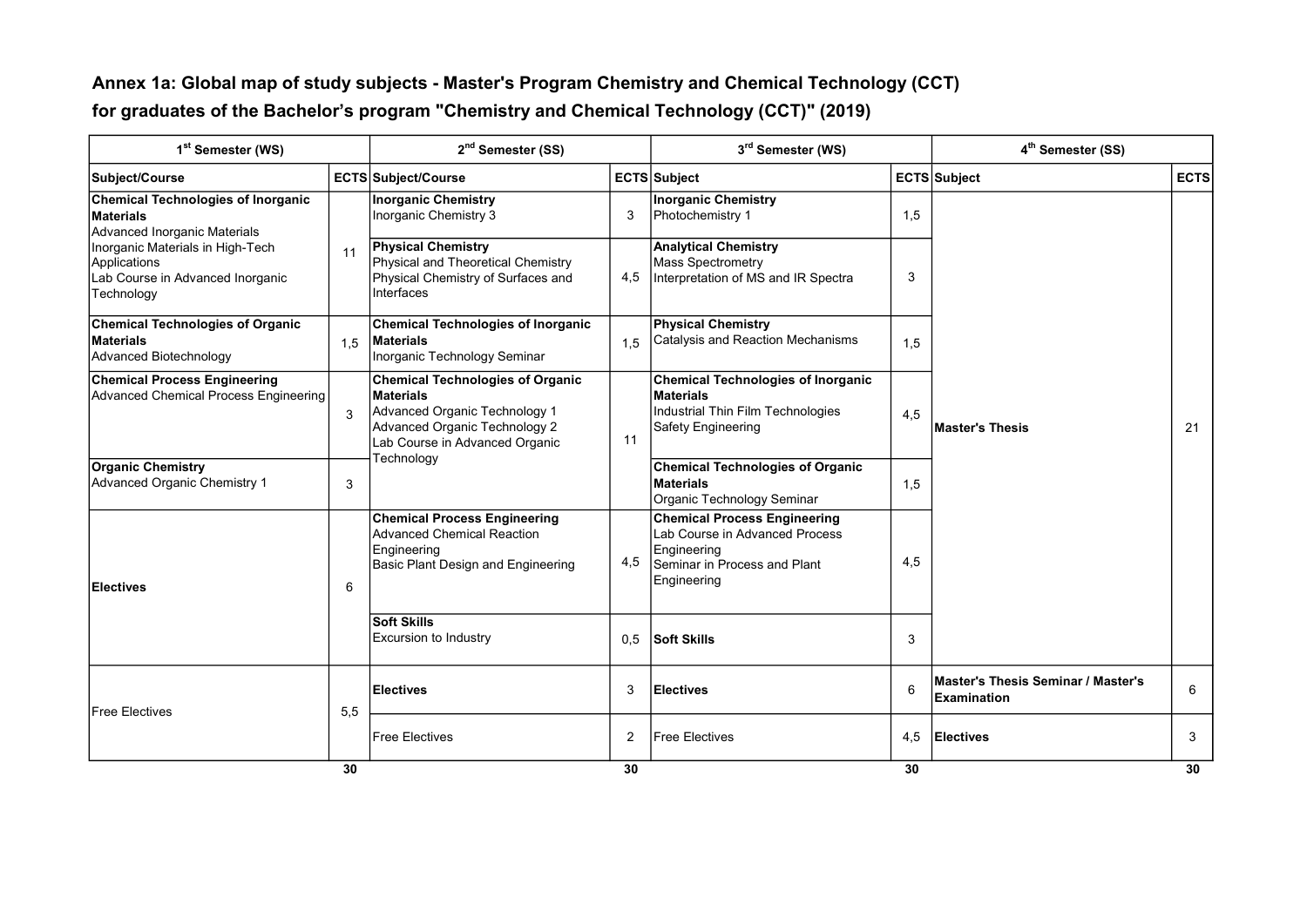## Annex 1a: Global map of study subjects - Master's Program Chemistry and Chemical Technology (CCT) for graduates of the Bachelor's program "Chemistry and Chemical Technology (CCT)" (2019)

| 1st Semester (WS) | | 2nd Semester (SS) | | 3rd Semester (WS) | | 4th Semester (SS) | |
|---|---|---|---|---|---|---|---|
| **Subject/Course** | **ECTS** | **Subject/Course** | **ECTS** | **Subject** | **ECTS** | **Subject** | **ECTS** |
| **Chemical Technologies of Inorganic Materials**<br>Advanced Inorganic Materials<br>Inorganic Materials in High-Tech Applications<br>Lab Course in Advanced Inorganic Technology | 11 | **Inorganic Chemistry**<br>Inorganic Chemistry 3 | 3 | **Inorganic Chemistry**<br>Photochemistry 1 | 1,5 | **Master's Thesis** | 21 |
| | | **Physical Chemistry**<br>Physical and Theoretical Chemistry<br>Physical Chemistry of Surfaces and Interfaces | 4,5 | **Analytical Chemistry**<br>Mass Spectrometry<br>Interpretation of MS and IR Spectra | 3 | | |
| **Chemical Technologies of Organic Materials**<br>Advanced Biotechnology | 1,5 | **Chemical Technologies of Inorganic Materials**<br>Inorganic Technology Seminar | 1,5 | **Physical Chemistry**<br>Catalysis and Reaction Mechanisms | 1,5 | | |
| **Chemical Process Engineering**<br>Advanced Chemical Process Engineering | 3 | **Chemical Technologies of Organic Materials**<br>Advanced Organic Technology 1<br>Advanced Organic Technology 2<br>Lab Course in Advanced Organic Technology | 11 | **Chemical Technologies of Inorganic Materials**<br>Industrial Thin Film Technologies<br>Safety Engineering | 4,5 | | |
| **Organic Chemistry**<br>Advanced Organic Chemistry 1 | 3 | | | **Chemical Technologies of Organic Materials**<br>Organic Technology Seminar | 1,5 | | |
| **Electives** | 6 | **Chemical Process Engineering**<br>Advanced Chemical Reaction Engineering<br>Basic Plant Design and Engineering | 4,5 | **Chemical Process Engineering**<br>Lab Course in Advanced Process Engineering<br>Seminar in Process and Plant Engineering | 4,5 | | |
| | | **Soft Skills**<br>Excursion to Industry | 0,5 | **Soft Skills** | 3 | | |
| Free Electives | 5,5 | **Electives** | 3 | **Electives** | 6 | **Master's Thesis Seminar / Master's Examination** | 6 |
| | | Free Electives | 2 | Free Electives | 4,5 | **Electives** | 3 |
| | **30** | | **30** | | **30** | | **30** |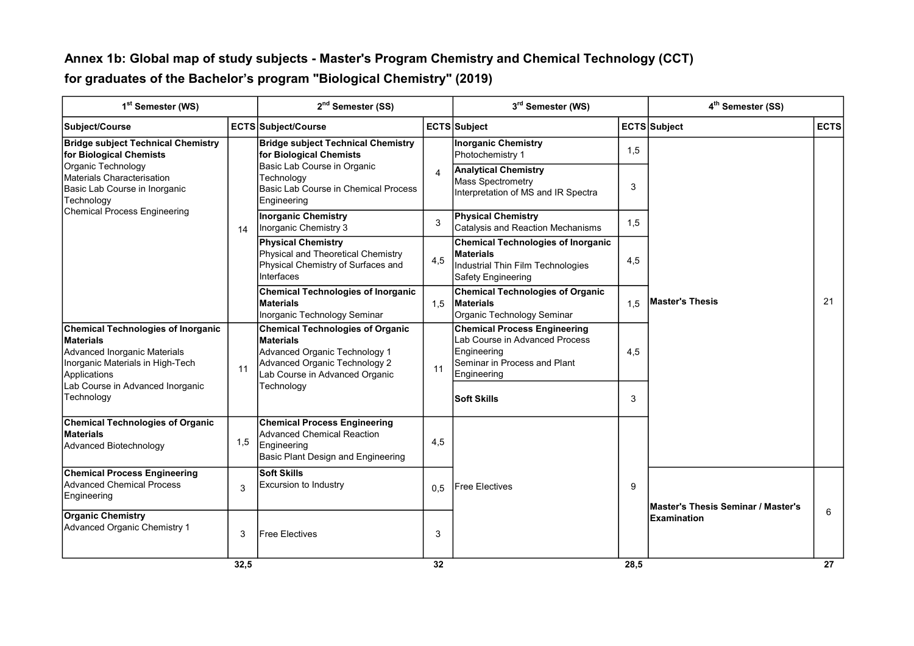## Annex 1b: Global map of study subjects - Master's Program Chemistry and Chemical Technology (CCT) for graduates of the Bachelor's program "Biological Chemistry" (2019)

| 1st Semester (WS) | | 2nd Semester (SS) | | 3rd Semester (WS) | | 4th Semester (SS) | |
|---|---|---|---|---|---|---|---|
| **Subject/Course** | **ECTS** | **Subject/Course** | **ECTS** | **Subject** | **ECTS** | **Subject** | **ECTS** |
| **Bridge subject Technical Chemistry for Biological Chemists**<br>Organic Technology<br>Materials Characterisation<br>Basic Lab Course in Inorganic Technology<br>Chemical Process Engineering | 14 | **Bridge subject Technical Chemistry for Biological Chemists**<br>Basic Lab Course in Organic Technology<br>Basic Lab Course in Chemical Process Engineering | 4 | **Inorganic Chemistry**<br>Photochemistry 1 | 1,5 | **Master's Thesis** | 21 |
| | | | | **Analytical Chemistry**<br>Mass Spectrometry<br>Interpretation of MS and IR Spectra | 3 | | |
| | | **Inorganic Chemistry**<br>Inorganic Chemistry 3 | 3 | **Physical Chemistry**<br>Catalysis and Reaction Mechanisms | 1,5 | | |
| | | **Physical Chemistry**<br>Physical and Theoretical Chemistry<br>Physical Chemistry of Surfaces and Interfaces | 4,5 | **Chemical Technologies of Inorganic Materials**<br>Industrial Thin Film Technologies<br>Safety Engineering | 4,5 | | |
| | | **Chemical Technologies of Inorganic Materials**<br>Inorganic Technology Seminar | 1,5 | **Chemical Technologies of Organic Materials**<br>Organic Technology Seminar | 1,5 | | |
| **Chemical Technologies of Inorganic Materials**<br>Advanced Inorganic Materials<br>Inorganic Materials in High-Tech Applications<br>Lab Course in Advanced Inorganic Technology | 11 | **Chemical Technologies of Organic Materials**<br>Advanced Organic Technology 1<br>Advanced Organic Technology 2<br>Lab Course in Advanced Organic Technology | 11 | **Chemical Process Engineering**<br>Lab Course in Advanced Process Engineering<br>Seminar in Process and Plant Engineering | 4,5 | | |
| | | | | **Soft Skills** | 3 | | |
| **Chemical Technologies of Organic Materials**<br>Advanced Biotechnology | 1,5 | **Chemical Process Engineering**<br>Advanced Chemical Reaction Engineering<br>Basic Plant Design and Engineering | 4,5 | Free Electives | 9 | | |
| **Chemical Process Engineering**<br>Advanced Chemical Process Engineering | 3 | **Soft Skills**<br>Excursion to Industry | 0,5 | | | **Master's Thesis Seminar / Master's Examination** | 6 |
| **Organic Chemistry**<br>Advanced Organic Chemistry 1 | 3 | Free Electives | 3 | | | | |
| | **32,5** | | **32** | | **28,5** | | **27** |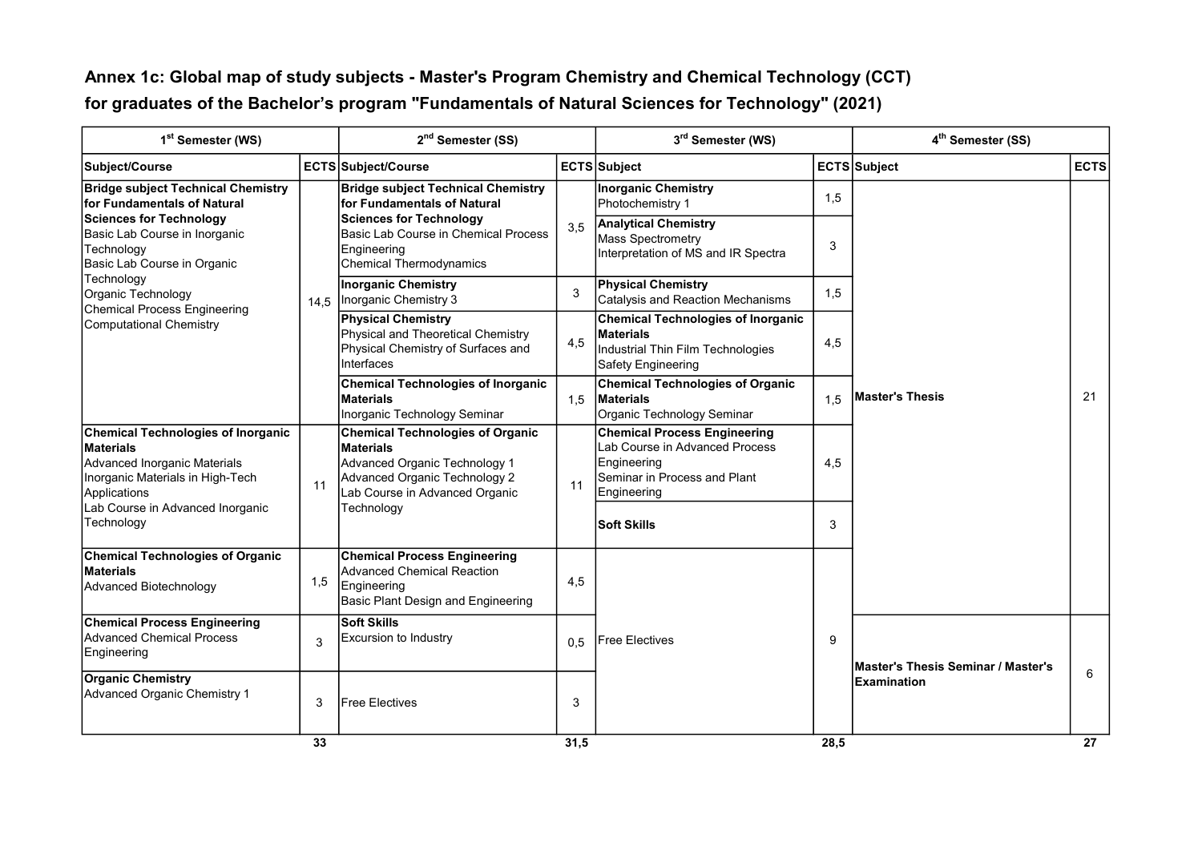**Annex 1c: Global map of study subjects - Master's Program Chemistry and Chemical Technology (CCT)**

**for graduates of the Bachelor's program "Fundamentals of Natural Sciences for Technology" (2021)**

| 1st Semester (WS) | | 2nd Semester (SS) | | 3rd Semester (WS) | | 4th Semester (SS) | |
|---|---|---|---|---|---|---|---|
| **Subject/Course** | **ECTS** | **Subject/Course** | **ECTS** | **Subject** | **ECTS** | **Subject** | **ECTS** |
| **Bridge subject Technical Chemistry for Fundamentals of Natural Sciences for Technology** Basic Lab Course in Inorganic Technology; Basic Lab Course in Organic Technology; Organic Technology; Chemical Process Engineering; Computational Chemistry | 14,5 | **Bridge subject Technical Chemistry for Fundamentals of Natural Sciences for Technology** Basic Lab Course in Chemical Process Engineering; Chemical Thermodynamics | 3,5 | **Inorganic Chemistry** Photochemistry 1 | 1,5 | **Master's Thesis** | 21 |
| | | | | **Analytical Chemistry** Mass Spectrometry; Interpretation of MS and IR Spectra | 3 | | |
| | | **Inorganic Chemistry** Inorganic Chemistry 3 | 3 | **Physical Chemistry** Catalysis and Reaction Mechanisms | 1,5 | | |
| | | **Physical Chemistry** Physical and Theoretical Chemistry; Physical Chemistry of Surfaces and Interfaces | 4,5 | **Chemical Technologies of Inorganic Materials** Industrial Thin Film Technologies; Safety Engineering | 4,5 | | |
| | | **Chemical Technologies of Inorganic Materials** Inorganic Technology Seminar | 1,5 | **Chemical Technologies of Organic Materials** Organic Technology Seminar | 1,5 | | |
| **Chemical Technologies of Inorganic Materials** Advanced Inorganic Materials; Inorganic Materials in High-Tech Applications; Lab Course in Advanced Inorganic Technology | 11 | **Chemical Technologies of Organic Materials** Advanced Organic Technology 1; Advanced Organic Technology 2; Lab Course in Advanced Organic Technology | 11 | **Chemical Process Engineering** Lab Course in Advanced Process Engineering; Seminar in Process and Plant Engineering | 4,5 | | |
| | | | | **Soft Skills** | 3 | | |
| **Chemical Technologies of Organic Materials** Advanced Biotechnology | 1,5 | **Chemical Process Engineering** Advanced Chemical Reaction Engineering; Basic Plant Design and Engineering | 4,5 | Free Electives | 9 | | |
| **Chemical Process Engineering** Advanced Chemical Process Engineering | 3 | **Soft Skills** Excursion to Industry | 0,5 | | | **Master's Thesis Seminar / Master's Examination** | 6 |
| **Organic Chemistry** Advanced Organic Chemistry 1 | 3 | Free Electives | 3 | | | | |
| | **33** | | **31,5** | | **28,5** | | **27** |